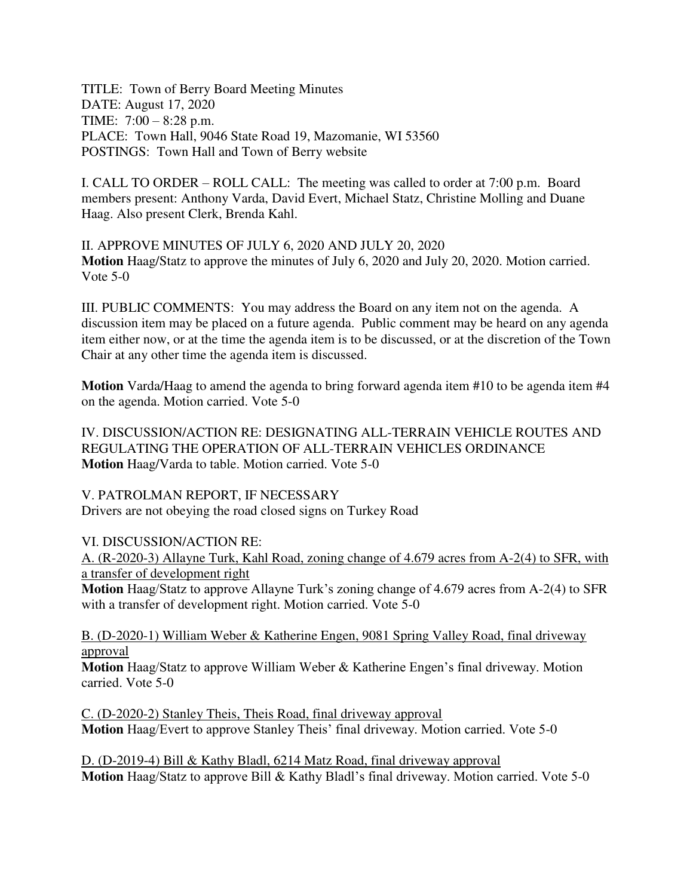TITLE: Town of Berry Board Meeting Minutes
DATE: August 17, 2020
TIME: 7:00 – 8:28 p.m.
PLACE: Town Hall, 9046 State Road 19, Mazomanie, WI 53560
POSTINGS: Town Hall and Town of Berry website

I. CALL TO ORDER – ROLL CALL: The meeting was called to order at 7:00 p.m. Board members present: Anthony Varda, David Evert, Michael Statz, Christine Molling and Duane Haag. Also present Clerk, Brenda Kahl.

II. APPROVE MINUTES OF JULY 6, 2020 AND JULY 20, 2020
**Motion** Haag/Statz to approve the minutes of July 6, 2020 and July 20, 2020. Motion carried. Vote 5-0

III. PUBLIC COMMENTS: You may address the Board on any item not on the agenda. A discussion item may be placed on a future agenda. Public comment may be heard on any agenda item either now, or at the time the agenda item is to be discussed, or at the discretion of the Town Chair at any other time the agenda item is discussed.

**Motion** Varda/Haag to amend the agenda to bring forward agenda item #10 to be agenda item #4 on the agenda. Motion carried. Vote 5-0

IV. DISCUSSION/ACTION RE: DESIGNATING ALL-TERRAIN VEHICLE ROUTES AND REGULATING THE OPERATION OF ALL-TERRAIN VEHICLES ORDINANCE
**Motion** Haag/Varda to table. Motion carried. Vote 5-0

V. PATROLMAN REPORT, IF NECESSARY
Drivers are not obeying the road closed signs on Turkey Road

VI. DISCUSSION/ACTION RE:

<u>A. (R-2020-3) Allayne Turk, Kahl Road, zoning change of 4.679 acres from A-2(4) to SFR, with a transfer of development right</u>
**Motion** Haag/Statz to approve Allayne Turk's zoning change of 4.679 acres from A-2(4) to SFR with a transfer of development right. Motion carried. Vote 5-0

<u>B. (D-2020-1) William Weber & Katherine Engen, 9081 Spring Valley Road, final driveway approval</u>
**Motion** Haag/Statz to approve William Weber & Katherine Engen's final driveway. Motion carried. Vote 5-0

<u>C. (D-2020-2) Stanley Theis, Theis Road, final driveway approval</u>
**Motion** Haag/Evert to approve Stanley Theis' final driveway. Motion carried. Vote 5-0

<u>D. (D-2019-4) Bill & Kathy Bladl, 6214 Matz Road, final driveway approval</u>
**Motion** Haag/Statz to approve Bill & Kathy Bladl's final driveway. Motion carried. Vote 5-0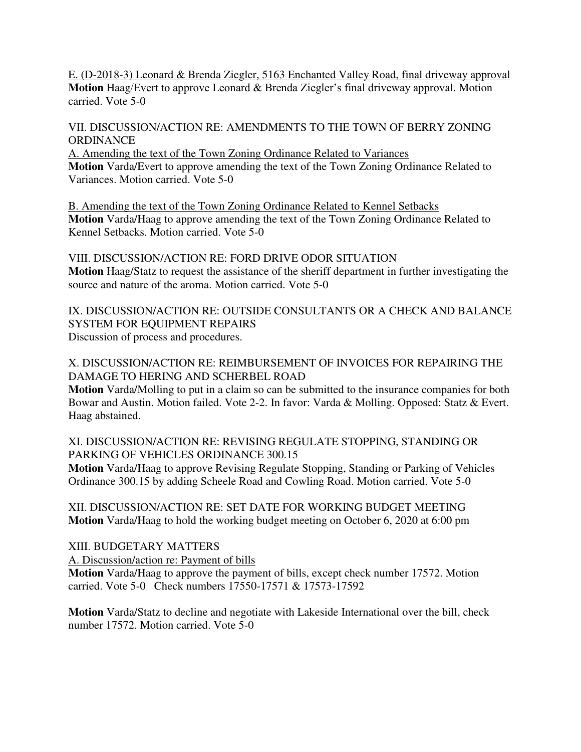E. (D-2018-3) Leonard & Brenda Ziegler, 5163 Enchanted Valley Road, final driveway approval

**Motion** Haag/Evert to approve Leonard & Brenda Ziegler's final driveway approval. Motion carried. Vote 5-0

VII. DISCUSSION/ACTION RE: AMENDMENTS TO THE TOWN OF BERRY ZONING ORDINANCE

A. Amending the text of the Town Zoning Ordinance Related to Variances

**Motion** Varda/Evert to approve amending the text of the Town Zoning Ordinance Related to Variances. Motion carried. Vote 5-0

B. Amending the text of the Town Zoning Ordinance Related to Kennel Setbacks

**Motion** Varda/Haag to approve amending the text of the Town Zoning Ordinance Related to Kennel Setbacks. Motion carried. Vote 5-0

VIII. DISCUSSION/ACTION RE: FORD DRIVE ODOR SITUATION

**Motion** Haag/Statz to request the assistance of the sheriff department in further investigating the source and nature of the aroma. Motion carried. Vote 5-0

IX. DISCUSSION/ACTION RE: OUTSIDE CONSULTANTS OR A CHECK AND BALANCE SYSTEM FOR EQUIPMENT REPAIRS

Discussion of process and procedures.

X. DISCUSSION/ACTION RE: REIMBURSEMENT OF INVOICES FOR REPAIRING THE DAMAGE TO HERING AND SCHERBEL ROAD

**Motion** Varda/Molling to put in a claim so can be submitted to the insurance companies for both Bowar and Austin. Motion failed. Vote 2-2. In favor: Varda & Molling. Opposed: Statz & Evert. Haag abstained.

XI. DISCUSSION/ACTION RE: REVISING REGULATE STOPPING, STANDING OR PARKING OF VEHICLES ORDINANCE 300.15

**Motion** Varda/Haag to approve Revising Regulate Stopping, Standing or Parking of Vehicles Ordinance 300.15 by adding Scheele Road and Cowling Road. Motion carried. Vote 5-0

XII. DISCUSSION/ACTION RE: SET DATE FOR WORKING BUDGET MEETING

**Motion** Varda/Haag to hold the working budget meeting on October 6, 2020 at 6:00 pm

XIII. BUDGETARY MATTERS

A. Discussion/action re: Payment of bills

**Motion** Varda/Haag to approve the payment of bills, except check number 17572. Motion carried. Vote 5-0 Check numbers 17550-17571 & 17573-17592

**Motion** Varda/Statz to decline and negotiate with Lakeside International over the bill, check number 17572. Motion carried. Vote 5-0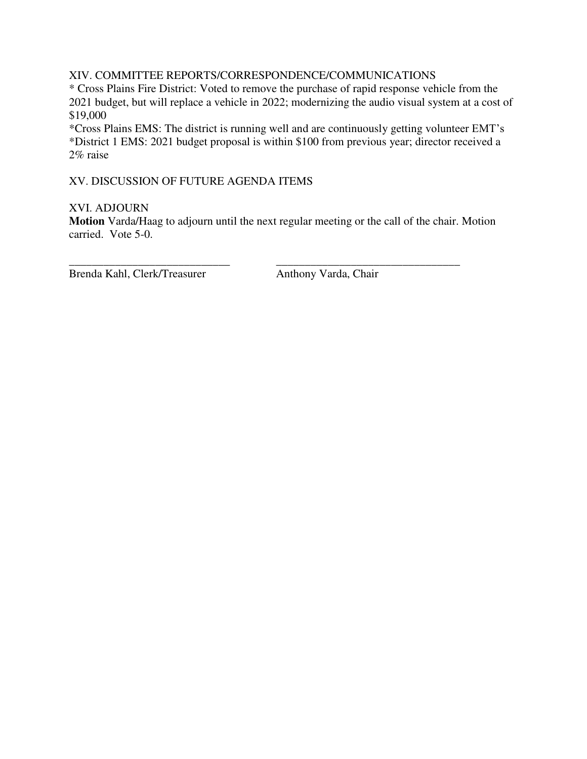XIV. COMMITTEE REPORTS/CORRESPONDENCE/COMMUNICATIONS

* Cross Plains Fire District: Voted to remove the purchase of rapid response vehicle from the 2021 budget, but will replace a vehicle in 2022; modernizing the audio visual system at a cost of $19,000

*Cross Plains EMS: The district is running well and are continuously getting volunteer EMT's

*District 1 EMS: 2021 budget proposal is within $100 from previous year; director received a 2% raise

XV. DISCUSSION OF FUTURE AGENDA ITEMS

XVI. ADJOURN

**Motion** Varda/Haag to adjourn until the next regular meeting or the call of the chair. Motion carried. Vote 5-0.

_____________________________ _________________________________

Brenda Kahl, Clerk/Treasurer Anthony Varda, Chair